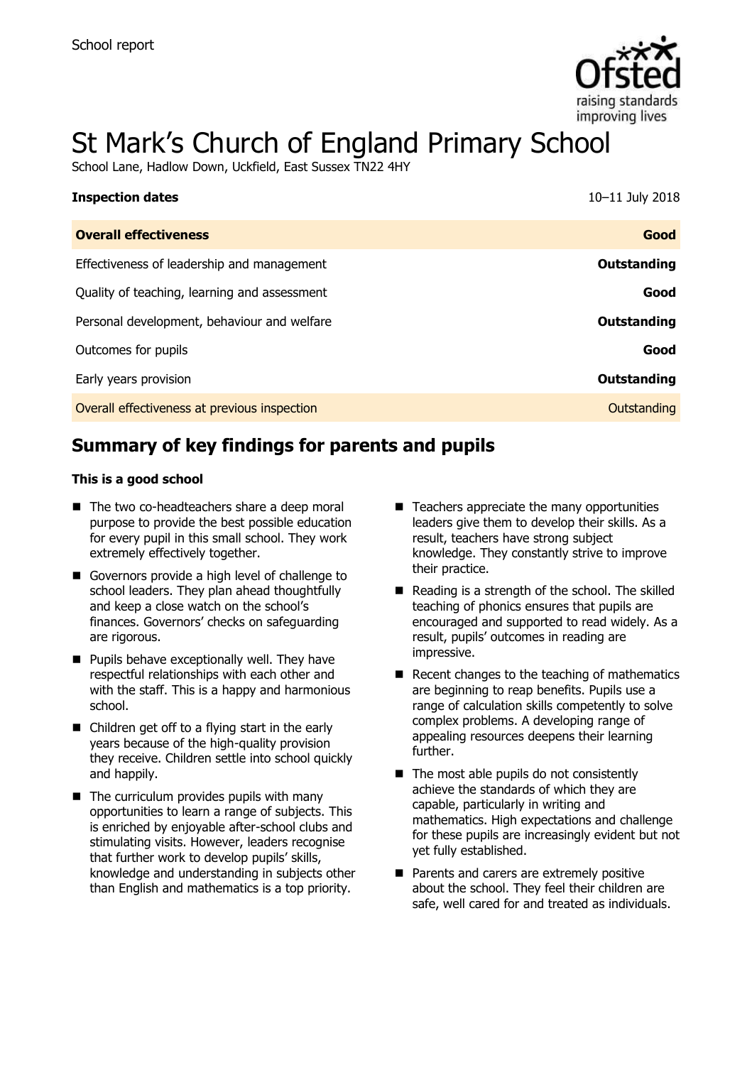School report

# St Mark's Church of England Primary School

School Lane, Hadlow Down, Uckfield, East Sussex TN22 4HY

| **Inspection dates** | 10–11 July 2018 |
|---|---|
| **Overall effectiveness** | **Good** |
| Effectiveness of leadership and management | **Outstanding** |
| Quality of teaching, learning and assessment | **Good** |
| Personal development, behaviour and welfare | **Outstanding** |
| Outcomes for pupils | **Good** |
| Early years provision | **Outstanding** |
| Overall effectiveness at previous inspection | Outstanding |

## Summary of key findings for parents and pupils

**This is a good school**

- The two co-headteachers share a deep moral purpose to provide the best possible education for every pupil in this small school. They work extremely effectively together.
- Governors provide a high level of challenge to school leaders. They plan ahead thoughtfully and keep a close watch on the school's finances. Governors' checks on safeguarding are rigorous.
- Pupils behave exceptionally well. They have respectful relationships with each other and with the staff. This is a happy and harmonious school.
- Children get off to a flying start in the early years because of the high-quality provision they receive. Children settle into school quickly and happily.
- The curriculum provides pupils with many opportunities to learn a range of subjects. This is enriched by enjoyable after-school clubs and stimulating visits. However, leaders recognise that further work to develop pupils' skills, knowledge and understanding in subjects other than English and mathematics is a top priority.
- Teachers appreciate the many opportunities leaders give them to develop their skills. As a result, teachers have strong subject knowledge. They constantly strive to improve their practice.
- Reading is a strength of the school. The skilled teaching of phonics ensures that pupils are encouraged and supported to read widely. As a result, pupils' outcomes in reading are impressive.
- Recent changes to the teaching of mathematics are beginning to reap benefits. Pupils use a range of calculation skills competently to solve complex problems. A developing range of appealing resources deepens their learning further.
- The most able pupils do not consistently achieve the standards of which they are capable, particularly in writing and mathematics. High expectations and challenge for these pupils are increasingly evident but not yet fully established.
- Parents and carers are extremely positive about the school. They feel their children are safe, well cared for and treated as individuals.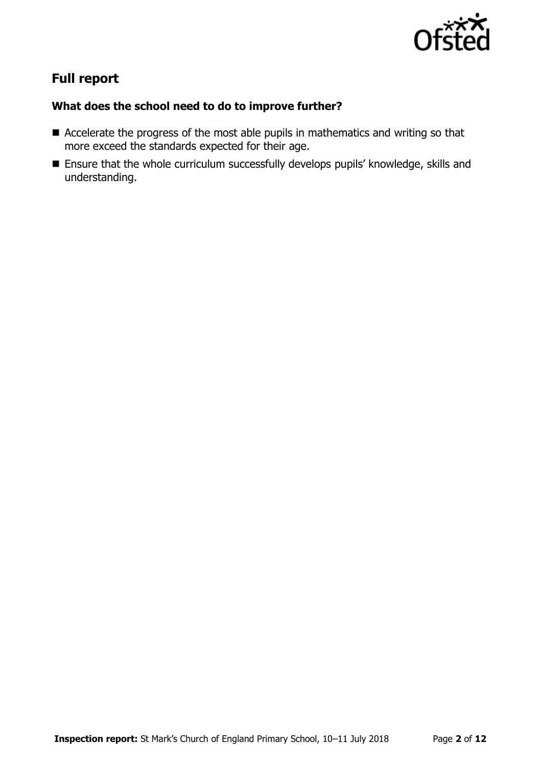## Full report

### What does the school need to do to improve further?

- Accelerate the progress of the most able pupils in mathematics and writing so that more exceed the standards expected for their age.
- Ensure that the whole curriculum successfully develops pupils' knowledge, skills and understanding.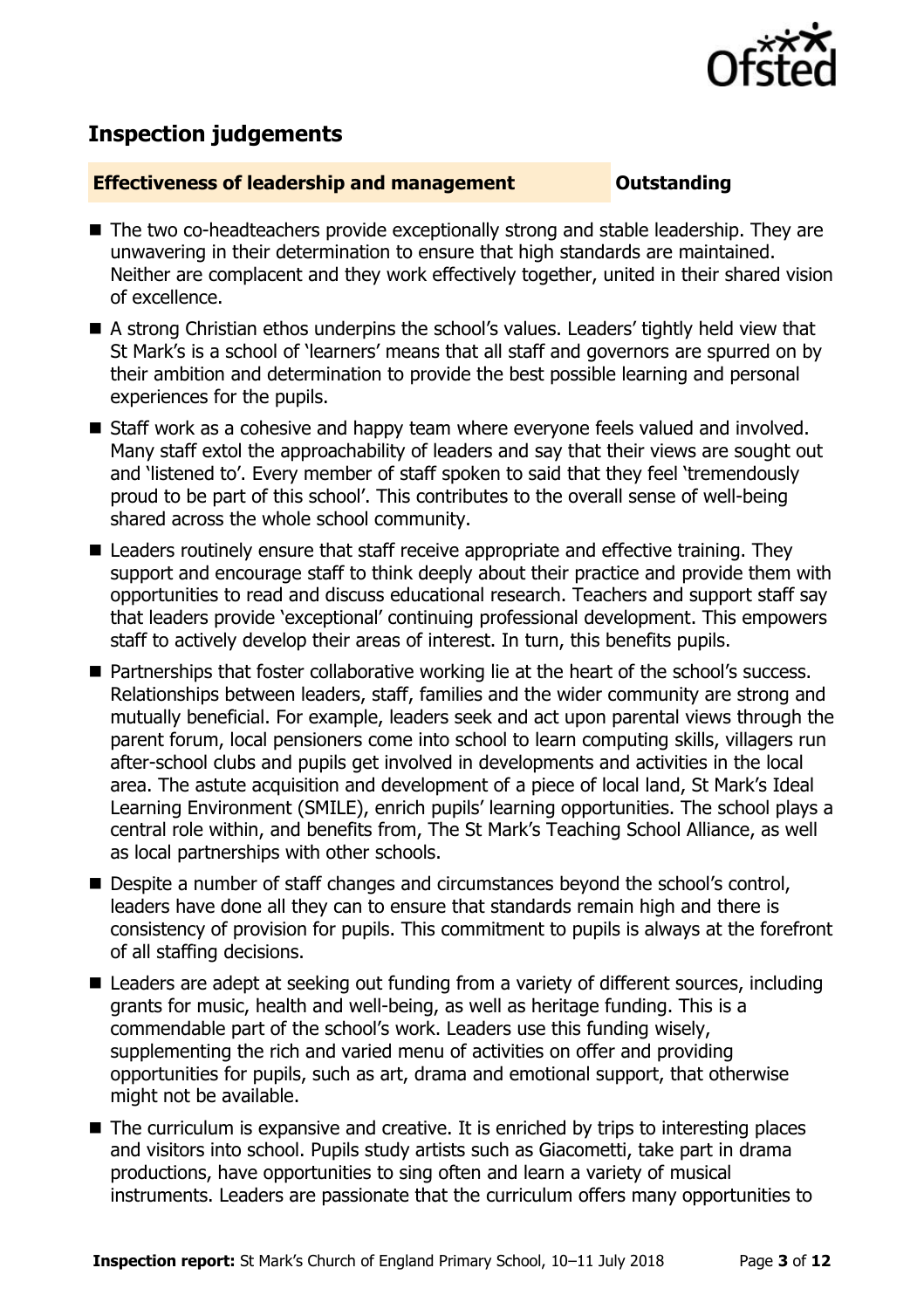## Inspection judgements

**Effectiveness of leadership and management** **Outstanding**

- The two co-headteachers provide exceptionally strong and stable leadership. They are unwavering in their determination to ensure that high standards are maintained. Neither are complacent and they work effectively together, united in their shared vision of excellence.
- A strong Christian ethos underpins the school's values. Leaders' tightly held view that St Mark's is a school of 'learners' means that all staff and governors are spurred on by their ambition and determination to provide the best possible learning and personal experiences for the pupils.
- Staff work as a cohesive and happy team where everyone feels valued and involved. Many staff extol the approachability of leaders and say that their views are sought out and 'listened to'. Every member of staff spoken to said that they feel 'tremendously proud to be part of this school'. This contributes to the overall sense of well-being shared across the whole school community.
- Leaders routinely ensure that staff receive appropriate and effective training. They support and encourage staff to think deeply about their practice and provide them with opportunities to read and discuss educational research. Teachers and support staff say that leaders provide 'exceptional' continuing professional development. This empowers staff to actively develop their areas of interest. In turn, this benefits pupils.
- Partnerships that foster collaborative working lie at the heart of the school's success. Relationships between leaders, staff, families and the wider community are strong and mutually beneficial. For example, leaders seek and act upon parental views through the parent forum, local pensioners come into school to learn computing skills, villagers run after-school clubs and pupils get involved in developments and activities in the local area. The astute acquisition and development of a piece of local land, St Mark's Ideal Learning Environment (SMILE), enrich pupils' learning opportunities. The school plays a central role within, and benefits from, The St Mark's Teaching School Alliance, as well as local partnerships with other schools.
- Despite a number of staff changes and circumstances beyond the school's control, leaders have done all they can to ensure that standards remain high and there is consistency of provision for pupils. This commitment to pupils is always at the forefront of all staffing decisions.
- Leaders are adept at seeking out funding from a variety of different sources, including grants for music, health and well-being, as well as heritage funding. This is a commendable part of the school's work. Leaders use this funding wisely, supplementing the rich and varied menu of activities on offer and providing opportunities for pupils, such as art, drama and emotional support, that otherwise might not be available.
- The curriculum is expansive and creative. It is enriched by trips to interesting places and visitors into school. Pupils study artists such as Giacometti, take part in drama productions, have opportunities to sing often and learn a variety of musical instruments. Leaders are passionate that the curriculum offers many opportunities to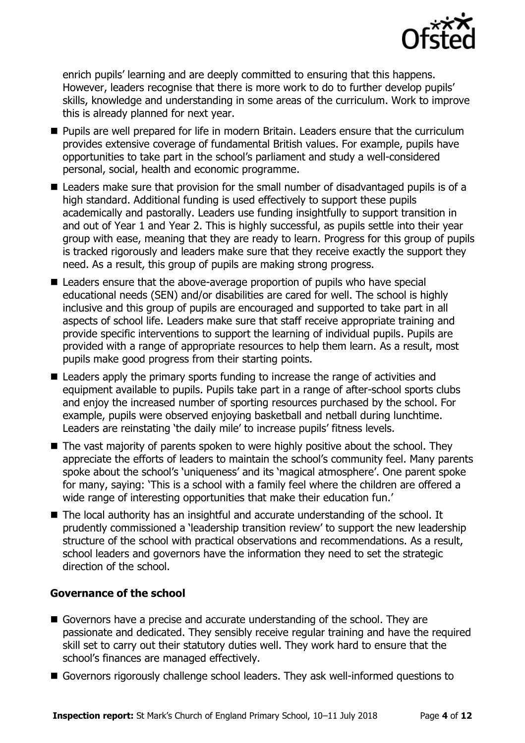enrich pupils' learning and are deeply committed to ensuring that this happens. However, leaders recognise that there is more work to do to further develop pupils' skills, knowledge and understanding in some areas of the curriculum. Work to improve this is already planned for next year.

- Pupils are well prepared for life in modern Britain. Leaders ensure that the curriculum provides extensive coverage of fundamental British values. For example, pupils have opportunities to take part in the school's parliament and study a well-considered personal, social, health and economic programme.
- Leaders make sure that provision for the small number of disadvantaged pupils is of a high standard. Additional funding is used effectively to support these pupils academically and pastorally. Leaders use funding insightfully to support transition in and out of Year 1 and Year 2. This is highly successful, as pupils settle into their year group with ease, meaning that they are ready to learn. Progress for this group of pupils is tracked rigorously and leaders make sure that they receive exactly the support they need. As a result, this group of pupils are making strong progress.
- Leaders ensure that the above-average proportion of pupils who have special educational needs (SEN) and/or disabilities are cared for well. The school is highly inclusive and this group of pupils are encouraged and supported to take part in all aspects of school life. Leaders make sure that staff receive appropriate training and provide specific interventions to support the learning of individual pupils. Pupils are provided with a range of appropriate resources to help them learn. As a result, most pupils make good progress from their starting points.
- Leaders apply the primary sports funding to increase the range of activities and equipment available to pupils. Pupils take part in a range of after-school sports clubs and enjoy the increased number of sporting resources purchased by the school. For example, pupils were observed enjoying basketball and netball during lunchtime. Leaders are reinstating 'the daily mile' to increase pupils' fitness levels.
- The vast majority of parents spoken to were highly positive about the school. They appreciate the efforts of leaders to maintain the school's community feel. Many parents spoke about the school's 'uniqueness' and its 'magical atmosphere'. One parent spoke for many, saying: 'This is a school with a family feel where the children are offered a wide range of interesting opportunities that make their education fun.'
- The local authority has an insightful and accurate understanding of the school. It prudently commissioned a 'leadership transition review' to support the new leadership structure of the school with practical observations and recommendations. As a result, school leaders and governors have the information they need to set the strategic direction of the school.

### Governance of the school

- Governors have a precise and accurate understanding of the school. They are passionate and dedicated. They sensibly receive regular training and have the required skill set to carry out their statutory duties well. They work hard to ensure that the school's finances are managed effectively.
- Governors rigorously challenge school leaders. They ask well-informed questions to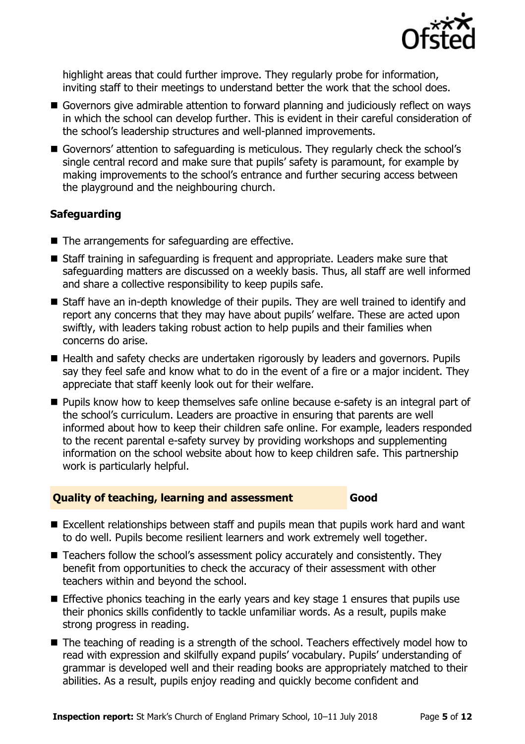highlight areas that could further improve. They regularly probe for information, inviting staff to their meetings to understand better the work that the school does.

- Governors give admirable attention to forward planning and judiciously reflect on ways in which the school can develop further. This is evident in their careful consideration of the school's leadership structures and well-planned improvements.
- Governors' attention to safeguarding is meticulous. They regularly check the school's single central record and make sure that pupils' safety is paramount, for example by making improvements to the school's entrance and further securing access between the playground and the neighbouring church.

### Safeguarding

- The arrangements for safeguarding are effective.
- Staff training in safeguarding is frequent and appropriate. Leaders make sure that safeguarding matters are discussed on a weekly basis. Thus, all staff are well informed and share a collective responsibility to keep pupils safe.
- Staff have an in-depth knowledge of their pupils. They are well trained to identify and report any concerns that they may have about pupils' welfare. These are acted upon swiftly, with leaders taking robust action to help pupils and their families when concerns do arise.
- Health and safety checks are undertaken rigorously by leaders and governors. Pupils say they feel safe and know what to do in the event of a fire or a major incident. They appreciate that staff keenly look out for their welfare.
- Pupils know how to keep themselves safe online because e-safety is an integral part of the school's curriculum. Leaders are proactive in ensuring that parents are well informed about how to keep their children safe online. For example, leaders responded to the recent parental e-safety survey by providing workshops and supplementing information on the school website about how to keep children safe. This partnership work is particularly helpful.

## Quality of teaching, learning and assessment — Good

- Excellent relationships between staff and pupils mean that pupils work hard and want to do well. Pupils become resilient learners and work extremely well together.
- Teachers follow the school's assessment policy accurately and consistently. They benefit from opportunities to check the accuracy of their assessment with other teachers within and beyond the school.
- Effective phonics teaching in the early years and key stage 1 ensures that pupils use their phonics skills confidently to tackle unfamiliar words. As a result, pupils make strong progress in reading.
- The teaching of reading is a strength of the school. Teachers effectively model how to read with expression and skilfully expand pupils' vocabulary. Pupils' understanding of grammar is developed well and their reading books are appropriately matched to their abilities. As a result, pupils enjoy reading and quickly become confident and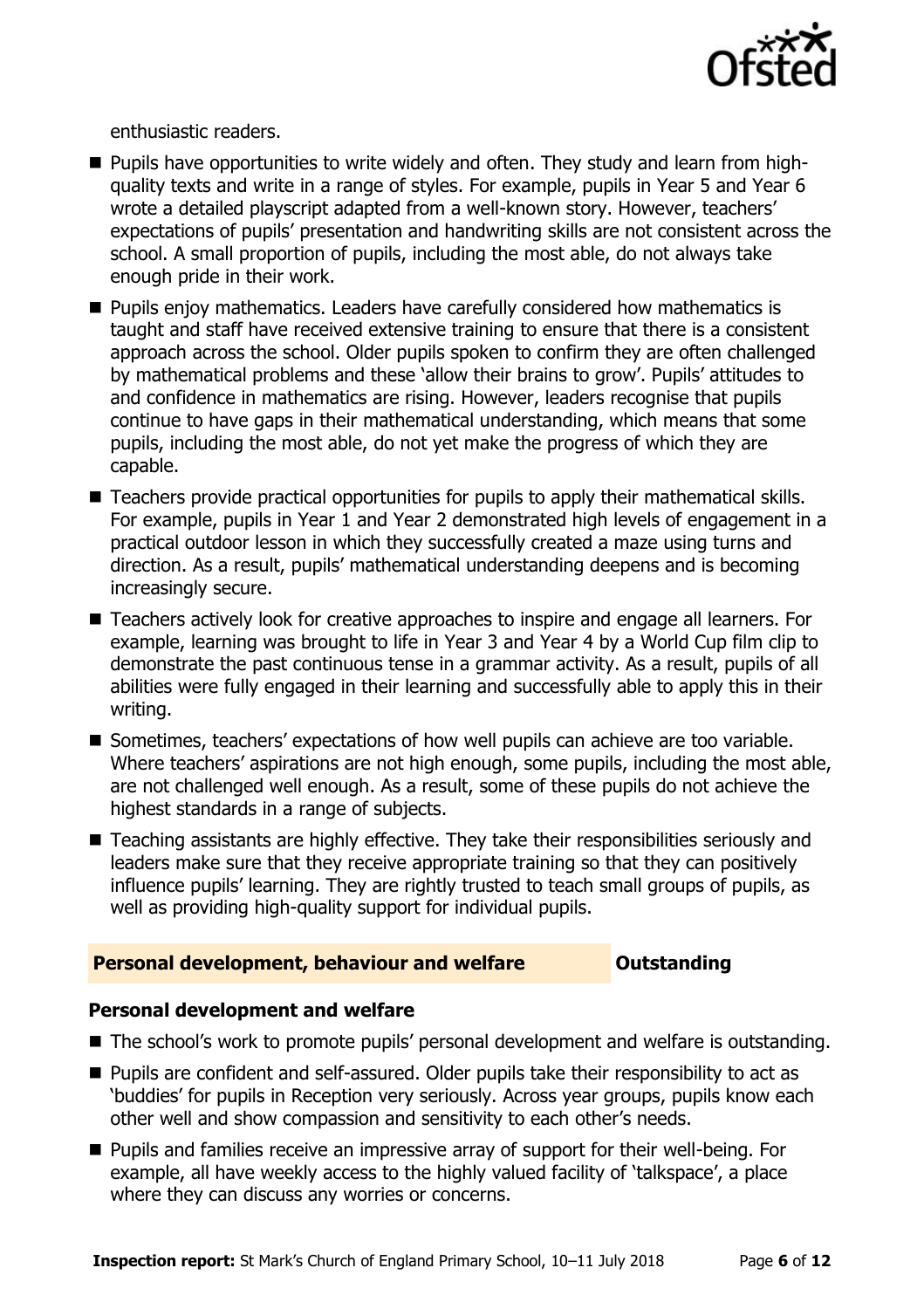enthusiastic readers.

- Pupils have opportunities to write widely and often. They study and learn from high-quality texts and write in a range of styles. For example, pupils in Year 5 and Year 6 wrote a detailed playscript adapted from a well-known story. However, teachers' expectations of pupils' presentation and handwriting skills are not consistent across the school. A small proportion of pupils, including the most able, do not always take enough pride in their work.
- Pupils enjoy mathematics. Leaders have carefully considered how mathematics is taught and staff have received extensive training to ensure that there is a consistent approach across the school. Older pupils spoken to confirm they are often challenged by mathematical problems and these 'allow their brains to grow'. Pupils' attitudes to and confidence in mathematics are rising. However, leaders recognise that pupils continue to have gaps in their mathematical understanding, which means that some pupils, including the most able, do not yet make the progress of which they are capable.
- Teachers provide practical opportunities for pupils to apply their mathematical skills. For example, pupils in Year 1 and Year 2 demonstrated high levels of engagement in a practical outdoor lesson in which they successfully created a maze using turns and direction. As a result, pupils' mathematical understanding deepens and is becoming increasingly secure.
- Teachers actively look for creative approaches to inspire and engage all learners. For example, learning was brought to life in Year 3 and Year 4 by a World Cup film clip to demonstrate the past continuous tense in a grammar activity. As a result, pupils of all abilities were fully engaged in their learning and successfully able to apply this in their writing.
- Sometimes, teachers' expectations of how well pupils can achieve are too variable. Where teachers' aspirations are not high enough, some pupils, including the most able, are not challenged well enough. As a result, some of these pupils do not achieve the highest standards in a range of subjects.
- Teaching assistants are highly effective. They take their responsibilities seriously and leaders make sure that they receive appropriate training so that they can positively influence pupils' learning. They are rightly trusted to teach small groups of pupils, as well as providing high-quality support for individual pupils.

## Personal development, behaviour and welfare — Outstanding

### Personal development and welfare

- The school's work to promote pupils' personal development and welfare is outstanding.
- Pupils are confident and self-assured. Older pupils take their responsibility to act as 'buddies' for pupils in Reception very seriously. Across year groups, pupils know each other well and show compassion and sensitivity to each other's needs.
- Pupils and families receive an impressive array of support for their well-being. For example, all have weekly access to the highly valued facility of 'talkspace', a place where they can discuss any worries or concerns.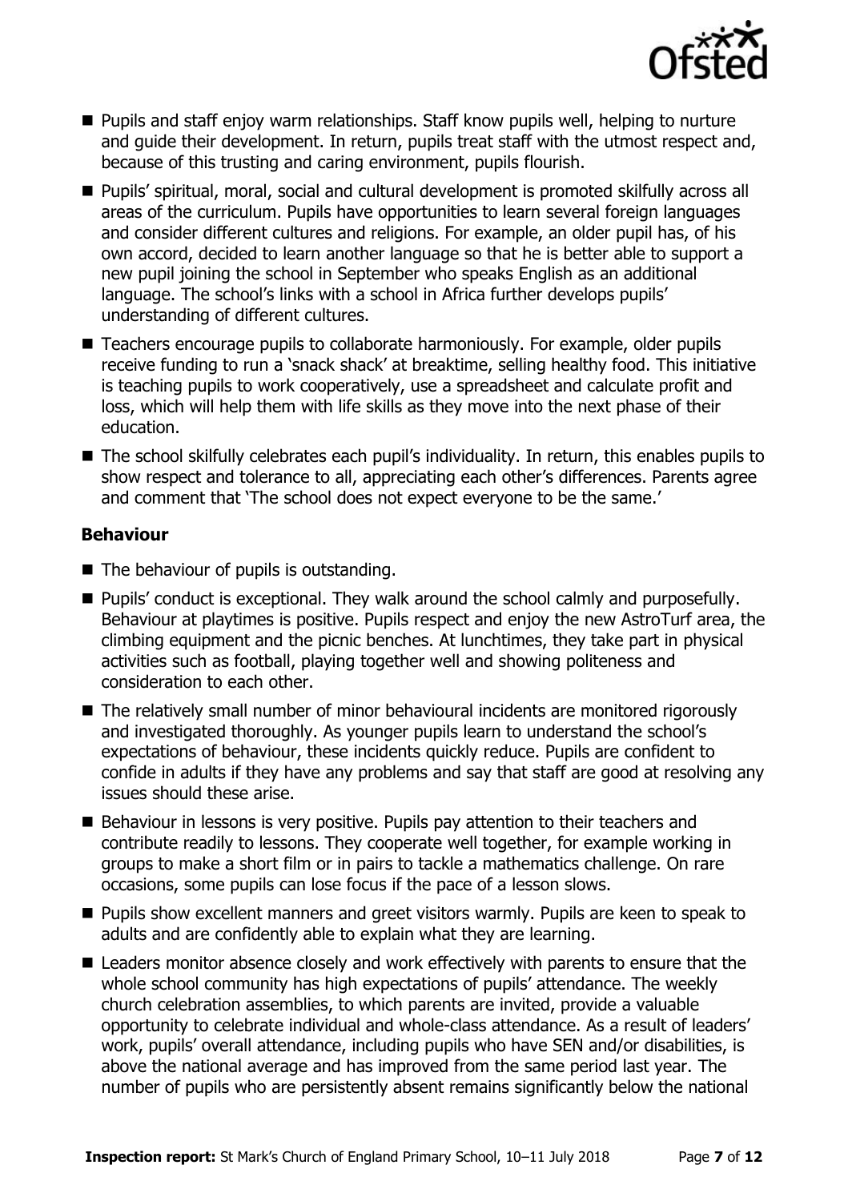- Pupils and staff enjoy warm relationships. Staff know pupils well, helping to nurture and guide their development. In return, pupils treat staff with the utmost respect and, because of this trusting and caring environment, pupils flourish.
- Pupils' spiritual, moral, social and cultural development is promoted skilfully across all areas of the curriculum. Pupils have opportunities to learn several foreign languages and consider different cultures and religions. For example, an older pupil has, of his own accord, decided to learn another language so that he is better able to support a new pupil joining the school in September who speaks English as an additional language. The school's links with a school in Africa further develops pupils' understanding of different cultures.
- Teachers encourage pupils to collaborate harmoniously. For example, older pupils receive funding to run a 'snack shack' at breaktime, selling healthy food. This initiative is teaching pupils to work cooperatively, use a spreadsheet and calculate profit and loss, which will help them with life skills as they move into the next phase of their education.
- The school skilfully celebrates each pupil's individuality. In return, this enables pupils to show respect and tolerance to all, appreciating each other's differences. Parents agree and comment that 'The school does not expect everyone to be the same.'

### Behaviour

- The behaviour of pupils is outstanding.
- Pupils' conduct is exceptional. They walk around the school calmly and purposefully. Behaviour at playtimes is positive. Pupils respect and enjoy the new AstroTurf area, the climbing equipment and the picnic benches. At lunchtimes, they take part in physical activities such as football, playing together well and showing politeness and consideration to each other.
- The relatively small number of minor behavioural incidents are monitored rigorously and investigated thoroughly. As younger pupils learn to understand the school's expectations of behaviour, these incidents quickly reduce. Pupils are confident to confide in adults if they have any problems and say that staff are good at resolving any issues should these arise.
- Behaviour in lessons is very positive. Pupils pay attention to their teachers and contribute readily to lessons. They cooperate well together, for example working in groups to make a short film or in pairs to tackle a mathematics challenge. On rare occasions, some pupils can lose focus if the pace of a lesson slows.
- Pupils show excellent manners and greet visitors warmly. Pupils are keen to speak to adults and are confidently able to explain what they are learning.
- Leaders monitor absence closely and work effectively with parents to ensure that the whole school community has high expectations of pupils' attendance. The weekly church celebration assemblies, to which parents are invited, provide a valuable opportunity to celebrate individual and whole-class attendance. As a result of leaders' work, pupils' overall attendance, including pupils who have SEN and/or disabilities, is above the national average and has improved from the same period last year. The number of pupils who are persistently absent remains significantly below the national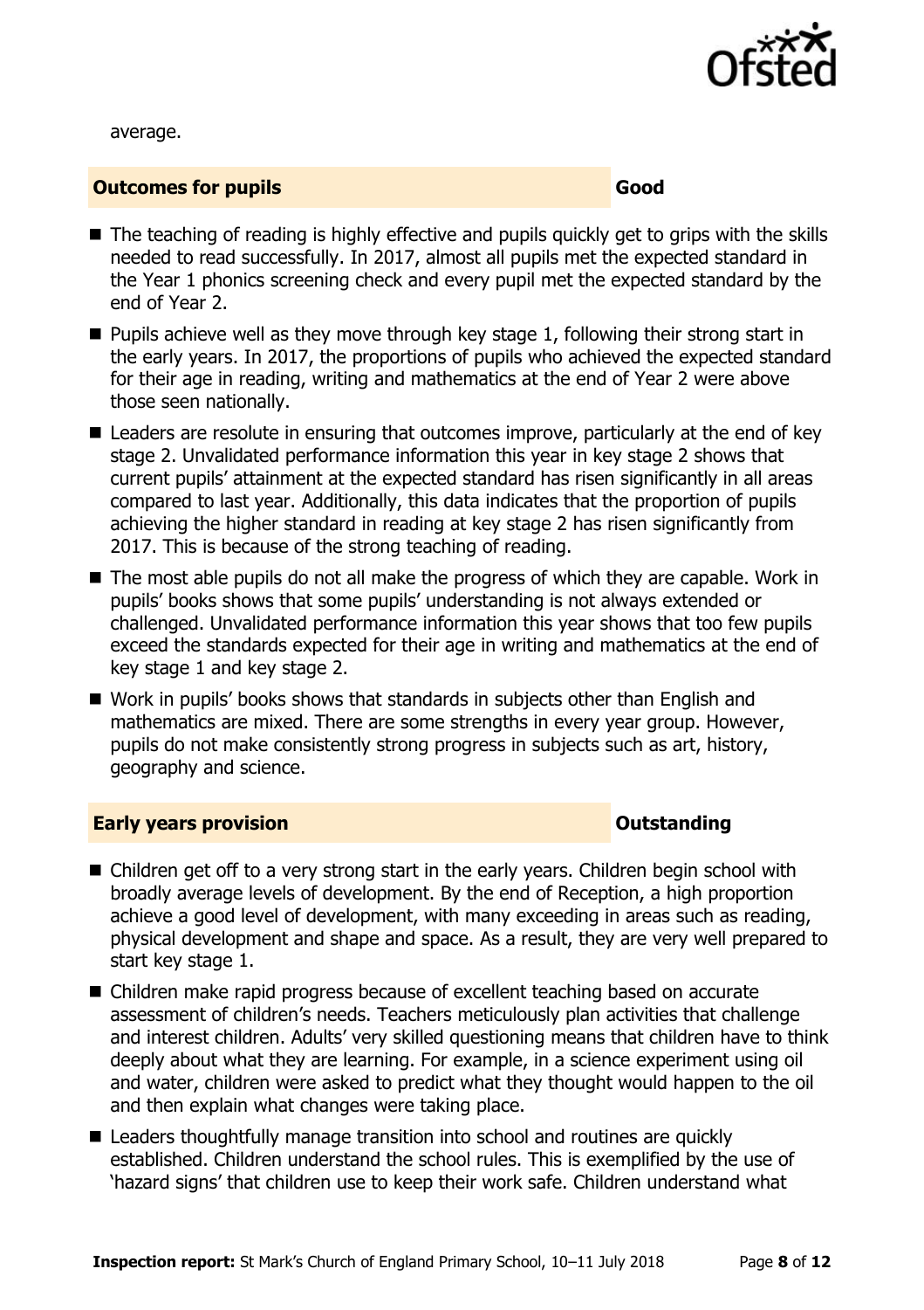average.

## Outcomes for pupils — Good

- The teaching of reading is highly effective and pupils quickly get to grips with the skills needed to read successfully. In 2017, almost all pupils met the expected standard in the Year 1 phonics screening check and every pupil met the expected standard by the end of Year 2.
- Pupils achieve well as they move through key stage 1, following their strong start in the early years. In 2017, the proportions of pupils who achieved the expected standard for their age in reading, writing and mathematics at the end of Year 2 were above those seen nationally.
- Leaders are resolute in ensuring that outcomes improve, particularly at the end of key stage 2. Unvalidated performance information this year in key stage 2 shows that current pupils' attainment at the expected standard has risen significantly in all areas compared to last year. Additionally, this data indicates that the proportion of pupils achieving the higher standard in reading at key stage 2 has risen significantly from 2017. This is because of the strong teaching of reading.
- The most able pupils do not all make the progress of which they are capable. Work in pupils' books shows that some pupils' understanding is not always extended or challenged. Unvalidated performance information this year shows that too few pupils exceed the standards expected for their age in writing and mathematics at the end of key stage 1 and key stage 2.
- Work in pupils' books shows that standards in subjects other than English and mathematics are mixed. There are some strengths in every year group. However, pupils do not make consistently strong progress in subjects such as art, history, geography and science.

## Early years provision — Outstanding

- Children get off to a very strong start in the early years. Children begin school with broadly average levels of development. By the end of Reception, a high proportion achieve a good level of development, with many exceeding in areas such as reading, physical development and shape and space. As a result, they are very well prepared to start key stage 1.
- Children make rapid progress because of excellent teaching based on accurate assessment of children's needs. Teachers meticulously plan activities that challenge and interest children. Adults' very skilled questioning means that children have to think deeply about what they are learning. For example, in a science experiment using oil and water, children were asked to predict what they thought would happen to the oil and then explain what changes were taking place.
- Leaders thoughtfully manage transition into school and routines are quickly established. Children understand the school rules. This is exemplified by the use of 'hazard signs' that children use to keep their work safe. Children understand what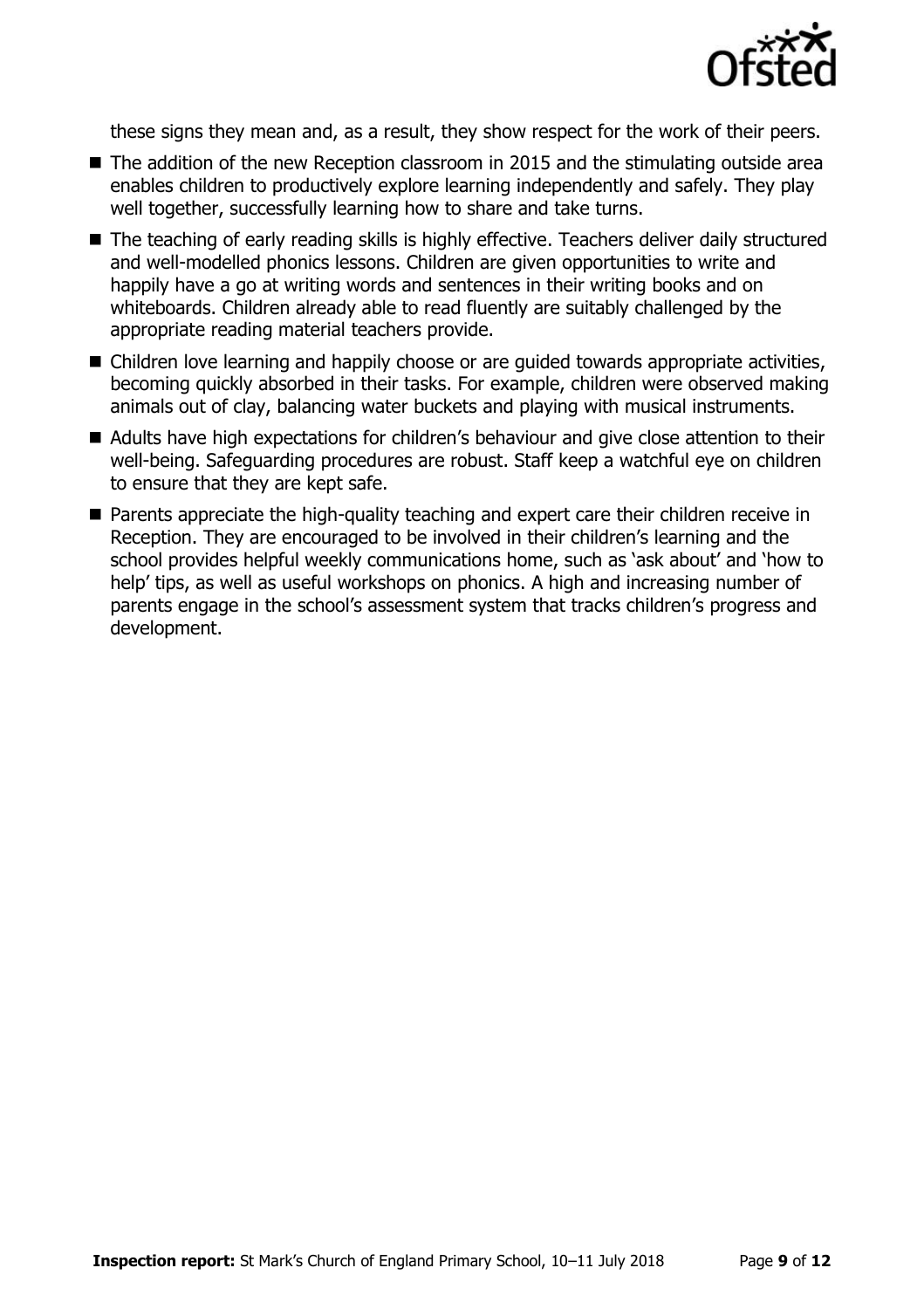these signs they mean and, as a result, they show respect for the work of their peers.

- The addition of the new Reception classroom in 2015 and the stimulating outside area enables children to productively explore learning independently and safely. They play well together, successfully learning how to share and take turns.
- The teaching of early reading skills is highly effective. Teachers deliver daily structured and well-modelled phonics lessons. Children are given opportunities to write and happily have a go at writing words and sentences in their writing books and on whiteboards. Children already able to read fluently are suitably challenged by the appropriate reading material teachers provide.
- Children love learning and happily choose or are guided towards appropriate activities, becoming quickly absorbed in their tasks. For example, children were observed making animals out of clay, balancing water buckets and playing with musical instruments.
- Adults have high expectations for children's behaviour and give close attention to their well-being. Safeguarding procedures are robust. Staff keep a watchful eye on children to ensure that they are kept safe.
- Parents appreciate the high-quality teaching and expert care their children receive in Reception. They are encouraged to be involved in their children's learning and the school provides helpful weekly communications home, such as 'ask about' and 'how to help' tips, as well as useful workshops on phonics. A high and increasing number of parents engage in the school's assessment system that tracks children's progress and development.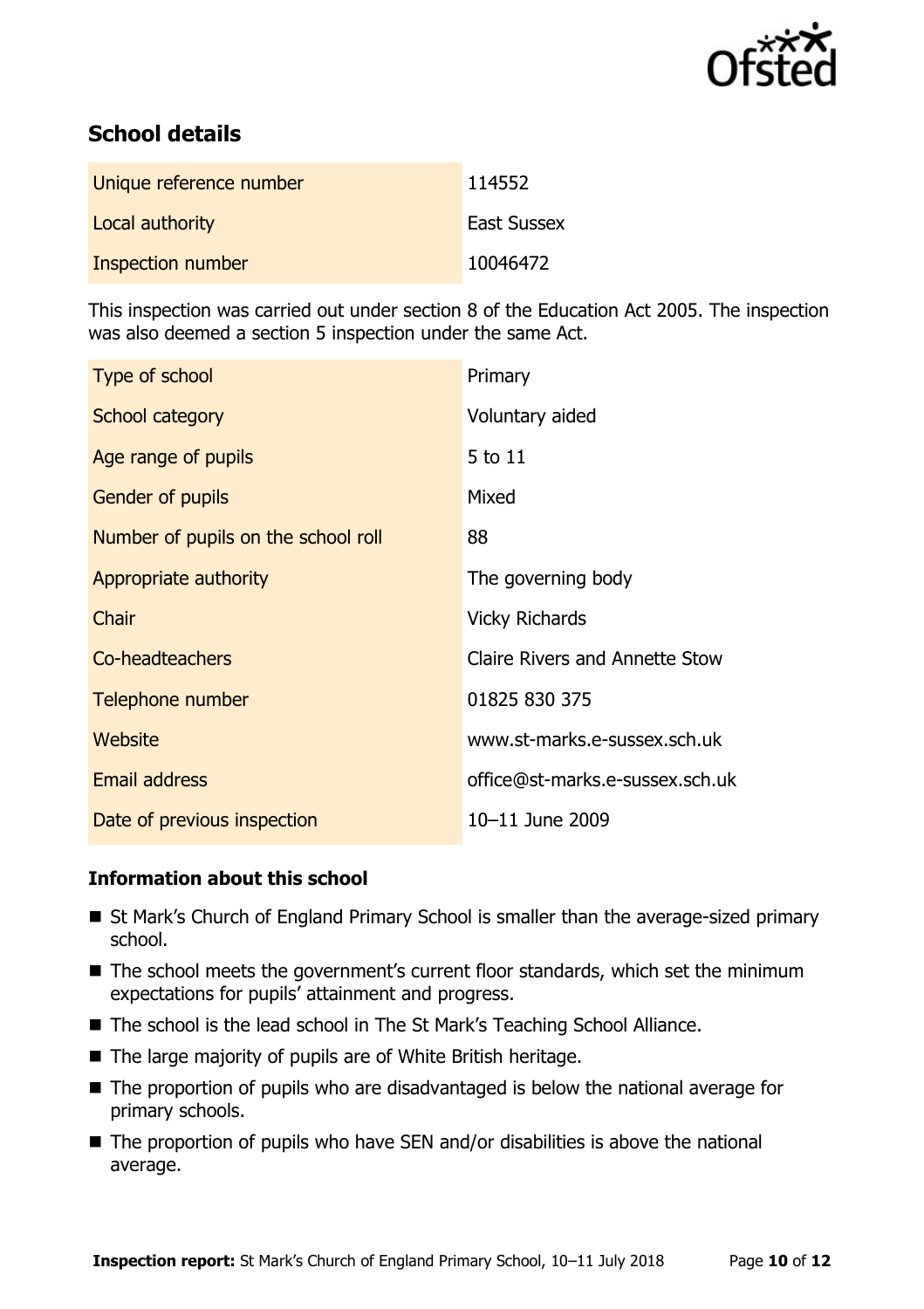## School details

| | |
|---|---|
| Unique reference number | 114552 |
| Local authority | East Sussex |
| Inspection number | 10046472 |

This inspection was carried out under section 8 of the Education Act 2005. The inspection was also deemed a section 5 inspection under the same Act.

| | |
|---|---|
| Type of school | Primary |
| School category | Voluntary aided |
| Age range of pupils | 5 to 11 |
| Gender of pupils | Mixed |
| Number of pupils on the school roll | 88 |
| Appropriate authority | The governing body |
| Chair | Vicky Richards |
| Co-headteachers | Claire Rivers and Annette Stow |
| Telephone number | 01825 830 375 |
| Website | www.st-marks.e-sussex.sch.uk |
| Email address | office@st-marks.e-sussex.sch.uk |
| Date of previous inspection | 10–11 June 2009 |

### Information about this school

- St Mark's Church of England Primary School is smaller than the average-sized primary school.
- The school meets the government's current floor standards, which set the minimum expectations for pupils' attainment and progress.
- The school is the lead school in The St Mark's Teaching School Alliance.
- The large majority of pupils are of White British heritage.
- The proportion of pupils who are disadvantaged is below the national average for primary schools.
- The proportion of pupils who have SEN and/or disabilities is above the national average.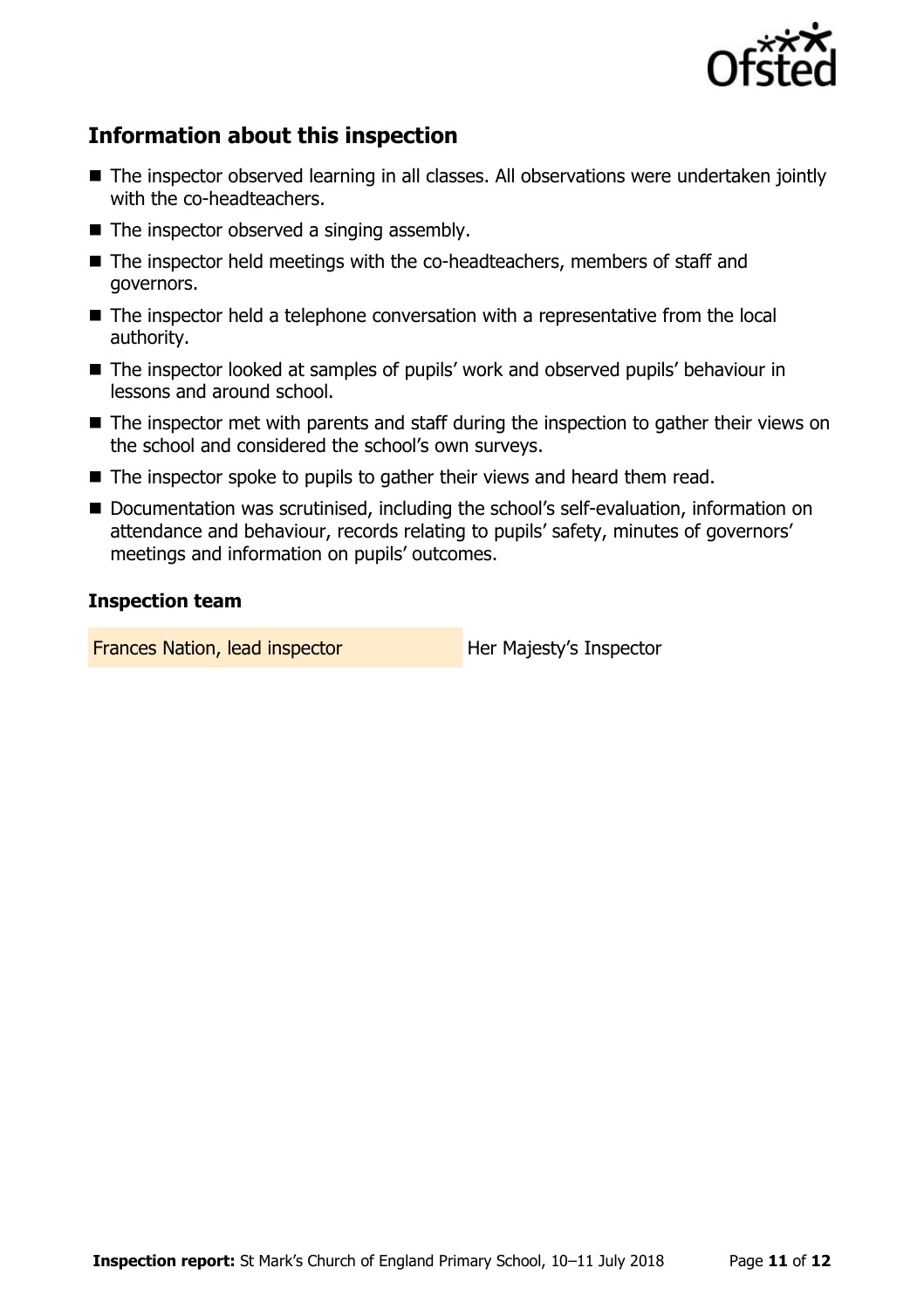## Information about this inspection

- The inspector observed learning in all classes. All observations were undertaken jointly with the co-headteachers.
- The inspector observed a singing assembly.
- The inspector held meetings with the co-headteachers, members of staff and governors.
- The inspector held a telephone conversation with a representative from the local authority.
- The inspector looked at samples of pupils' work and observed pupils' behaviour in lessons and around school.
- The inspector met with parents and staff during the inspection to gather their views on the school and considered the school's own surveys.
- The inspector spoke to pupils to gather their views and heard them read.
- Documentation was scrutinised, including the school's self-evaluation, information on attendance and behaviour, records relating to pupils' safety, minutes of governors' meetings and information on pupils' outcomes.

### Inspection team

| | |
|---|---|
| Frances Nation, lead inspector | Her Majesty's Inspector |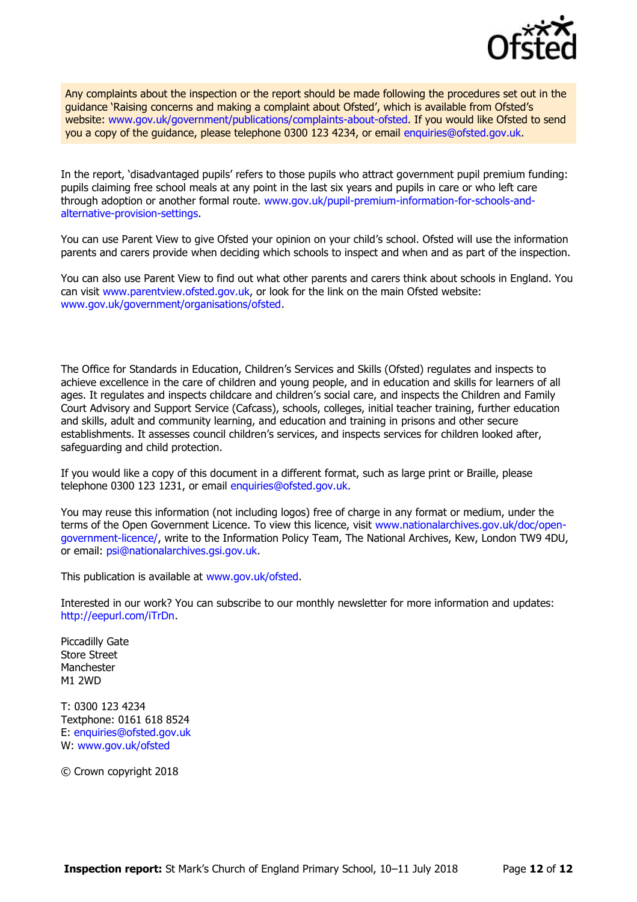Any complaints about the inspection or the report should be made following the procedures set out in the guidance 'Raising concerns and making a complaint about Ofsted', which is available from Ofsted's website: www.gov.uk/government/publications/complaints-about-ofsted. If you would like Ofsted to send you a copy of the guidance, please telephone 0300 123 4234, or email enquiries@ofsted.gov.uk.

In the report, 'disadvantaged pupils' refers to those pupils who attract government pupil premium funding: pupils claiming free school meals at any point in the last six years and pupils in care or who left care through adoption or another formal route. www.gov.uk/pupil-premium-information-for-schools-and-alternative-provision-settings.

You can use Parent View to give Ofsted your opinion on your child's school. Ofsted will use the information parents and carers provide when deciding which schools to inspect and when and as part of the inspection.

You can also use Parent View to find out what other parents and carers think about schools in England. You can visit www.parentview.ofsted.gov.uk, or look for the link on the main Ofsted website: www.gov.uk/government/organisations/ofsted.

The Office for Standards in Education, Children's Services and Skills (Ofsted) regulates and inspects to achieve excellence in the care of children and young people, and in education and skills for learners of all ages. It regulates and inspects childcare and children's social care, and inspects the Children and Family Court Advisory and Support Service (Cafcass), schools, colleges, initial teacher training, further education and skills, adult and community learning, and education and training in prisons and other secure establishments. It assesses council children's services, and inspects services for children looked after, safeguarding and child protection.

If you would like a copy of this document in a different format, such as large print or Braille, please telephone 0300 123 1231, or email enquiries@ofsted.gov.uk.

You may reuse this information (not including logos) free of charge in any format or medium, under the terms of the Open Government Licence. To view this licence, visit www.nationalarchives.gov.uk/doc/open-government-licence/, write to the Information Policy Team, The National Archives, Kew, London TW9 4DU, or email: psi@nationalarchives.gsi.gov.uk.

This publication is available at www.gov.uk/ofsted.

Interested in our work? You can subscribe to our monthly newsletter for more information and updates: http://eepurl.com/iTrDn.

Piccadilly Gate  
Store Street  
Manchester  
M1 2WD

T: 0300 123 4234  
Textphone: 0161 618 8524  
E: enquiries@ofsted.gov.uk  
W: www.gov.uk/ofsted

© Crown copyright 2018